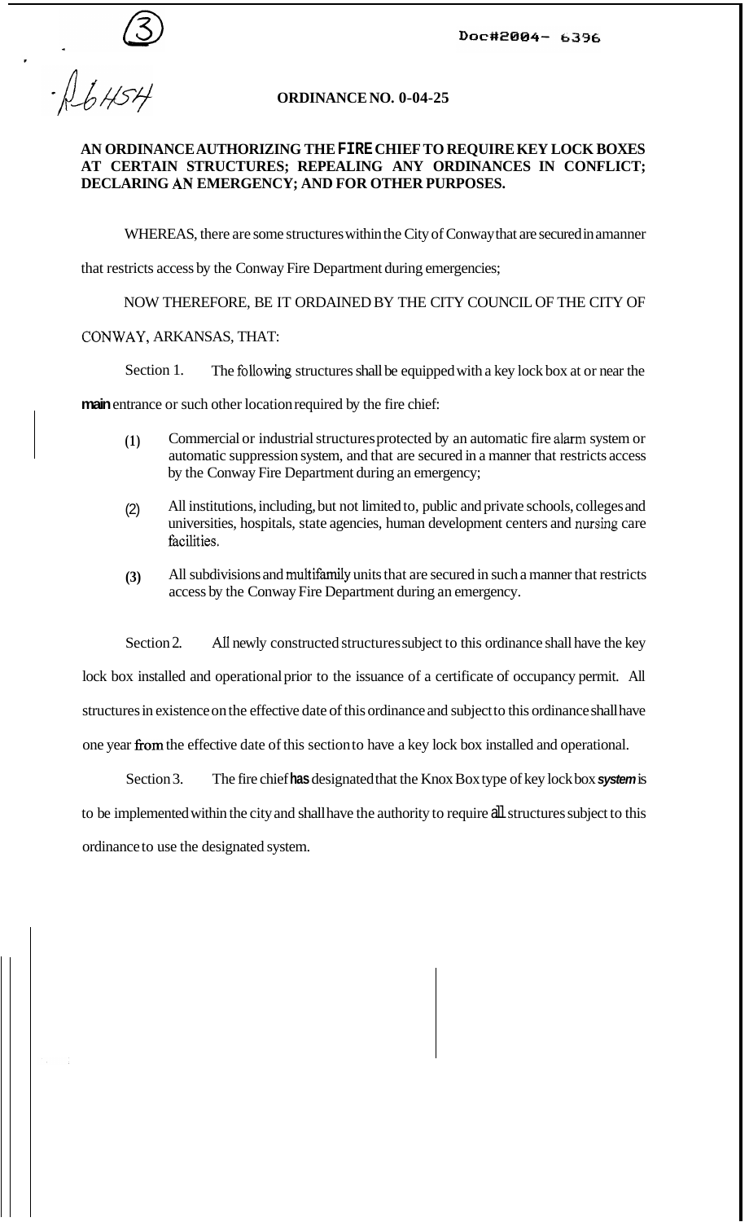Doc#2004- 6396

**ORDINANCE NO. 0-04-25**

**AN ORDINANCE AUTHORIZING THE FIRE CHIEF TO REQUIRE KEY LOCK BOXES AT CERTAIN STRUCTURES; REPEALING ANY ORDINANCES IN CONFLICT; DECLARING AN EMERGENCY; AND FOR OTHER PURPOSES.**

WHEREAS, there are some structures within the City of Conway that are secured in a manner that restricts access by the Conway Fire Department during emergencies;

NOW THEREFORE, BE IT ORDAINED BY THE CITY COUNCIL OF THE CITY OF CONWAY, ARKANSAS, THAT:

Section 1. The following structures shall be equipped with a key lock box at or near the main entrance or such other location required by the fire chief:

(1) Commercial or industrial structures protected by an automatic fire alarm system or automatic suppression system, and that are secured in a manner that restricts access by the Conway Fire Department during an emergency;

(2) All institutions, including, but not limited to, public and private schools, colleges and universities, hospitals, state agencies, human development centers and nursing care facilities.

(3) All subdivisions and multifamily units that are secured in such a manner that restricts access by the Conway Fire Department during an emergency.

Section 2. All newly constructed structures subject to this ordinance shall have the key lock box installed and operational prior to the issuance of a certificate of occupancy permit. All structures in existence on the effective date of this ordinance and subject to this ordinance shall have one year from the effective date of this section to have a key lock box installed and operational.

Section 3. The fire chief has designated that the Knox Box type of key lock box system is to be implemented within the city and shall have the authority to require all structures subject to this ordinance to use the designated system.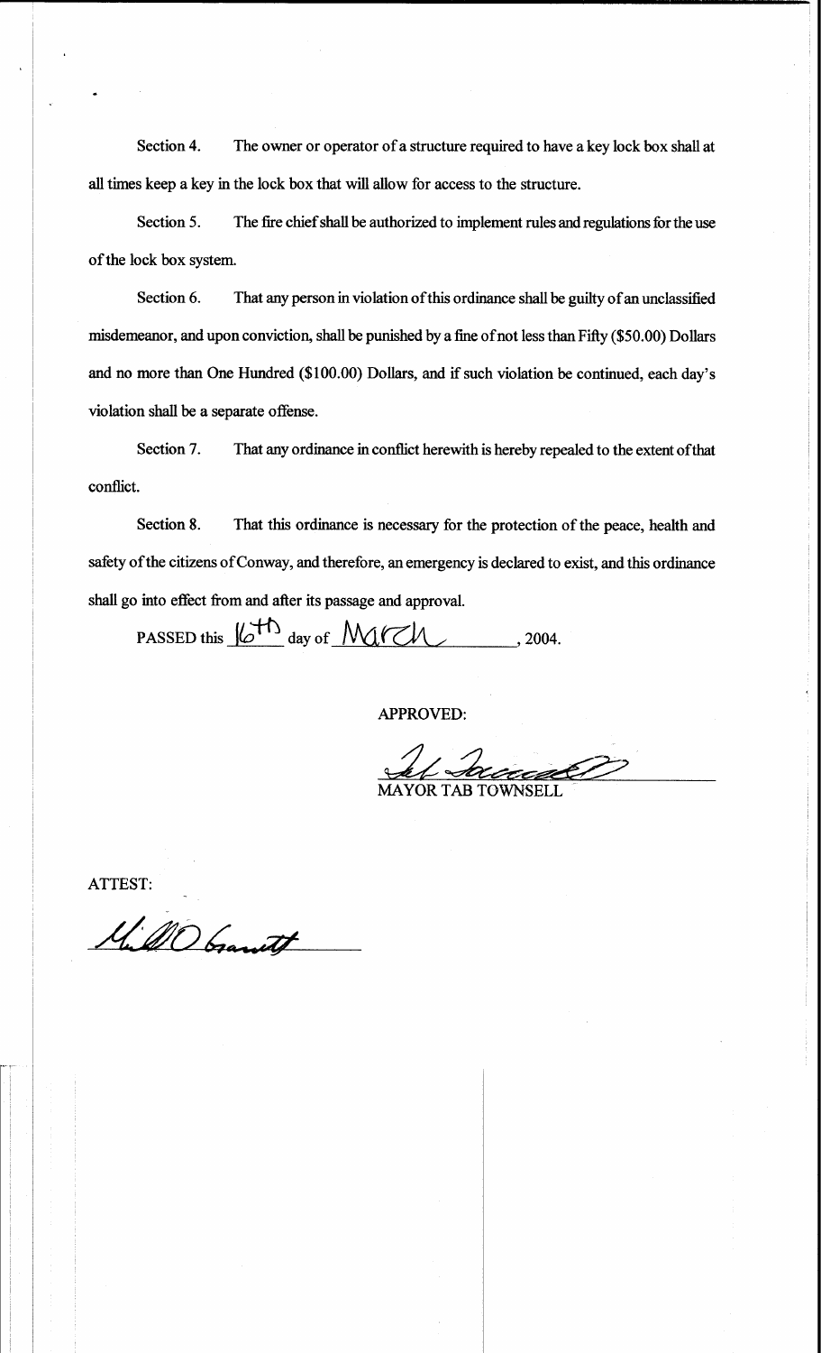Section 4. The owner or operator of a structure required to have a key lock box shall at all times keep a key in the lock box that will allow for access to the structure.

Section 5. The fire chief shall be authorized to implement rules and regulations for the use of the lock box system.

Section 6. That any person in violation of this ordinance shall be guilty of an unclassified misdemeanor, and upon conviction, shall be punished by a fine of not less than Fifty ($50.00) Dollars and no more than One Hundred ($100.00) Dollars, and if such violation be continued, each day's violation shall be a separate offense.

Section 7. That any ordinance in conflict herewith is hereby repealed to the extent of that conflict.

Section 8. That this ordinance is necessary for the protection of the peace, health and safety of the citizens of Conway, and therefore, an emergency is declared to exist, and this ordinance shall go into effect from and after its passage and approval.

PASSED this 16th day of March, 2004.

APPROVED:

MAYOR TAB TOWNSELL

ATTEST: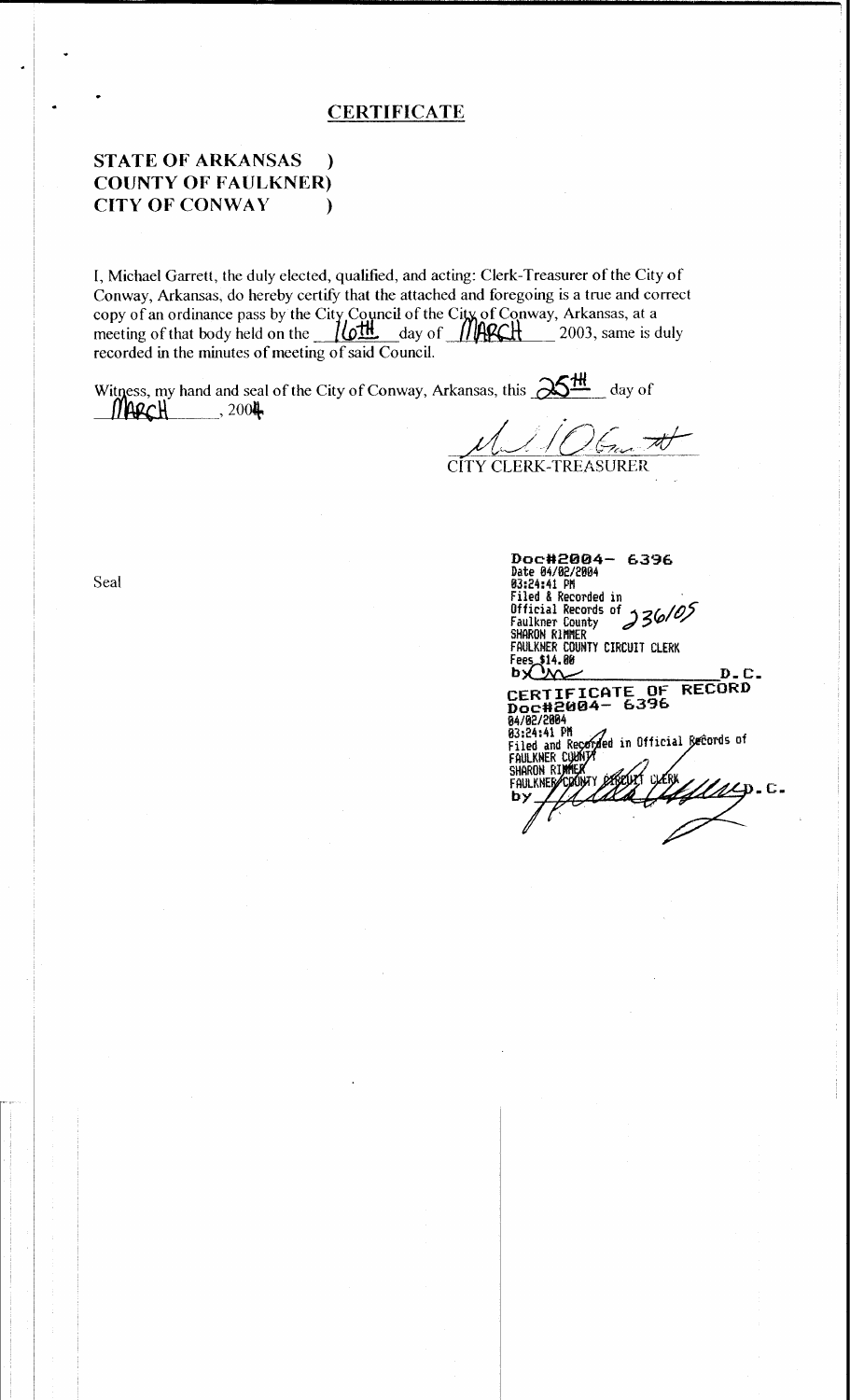## CERTIFICATE

**STATE OF ARKANSAS )**
**COUNTY OF FAULKNER)**
**CITY OF CONWAY )**

I, Michael Garrett, the duly elected, qualified, and acting: Clerk-Treasurer of the City of Conway, Arkansas, do hereby certify that the attached and foregoing is a true and correct copy of an ordinance pass by the City Council of the City of Conway, Arkansas, at a meeting of that body held on the 16th day of MARCH 2003, same is duly recorded in the minutes of meeting of said Council.

Witness, my hand and seal of the City of Conway, Arkansas, this 25th day of MARCH, 2004.

CITY CLERK-TREASURER

Seal

Doc#2004- 6396
Date 04/02/2004
03:24:41 PM
Filed & Recorded in
Official Records of 236/05
Faulkner County
SHARON RIMMER
FAULKNER COUNTY CIRCUIT CLERK
Fees $14.00
by ____ D.C.

CERTIFICATE OF RECORD
Doc#2004- 6396
04/02/2004
03:24:41 PM
Filed and Recorded in Official Records of
FAULKNER COUNTY
SHARON RIMMER
FAULKNER COUNTY CIRCUIT CLERK
by ____ D.C.